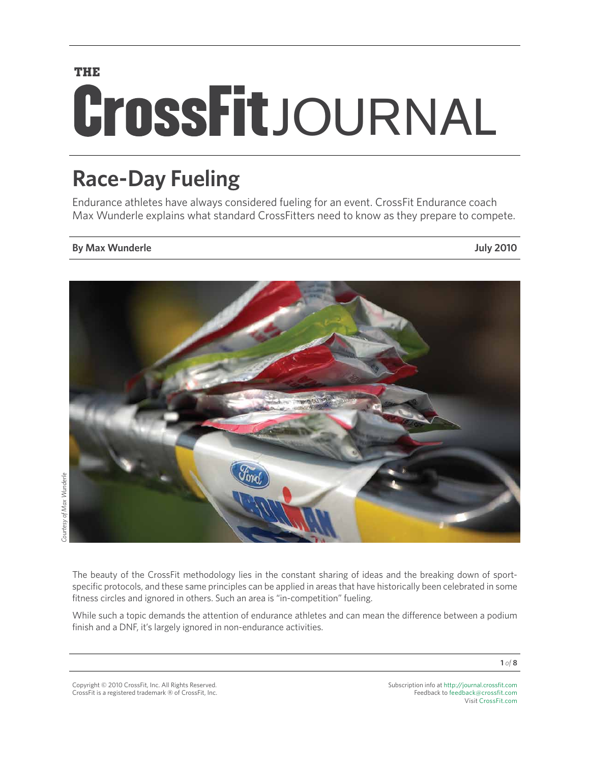THE CrossFit JOURNAL

# Race-Day Fueling

Endurance athletes have always considered fueling for an event. CrossFit Endurance coach Max Wunderle explains what standard CrossFitters need to know as they prepare to compete.

**By Max Wunderle** **July 2010**

*Courtesy of Max Wunderle*

The beauty of the CrossFit methodology lies in the constant sharing of ideas and the breaking down of sport-specific protocols, and these same principles can be applied in areas that have historically been celebrated in some fitness circles and ignored in others. Such an area is "in-competition" fueling.

While such a topic demands the attention of endurance athletes and can mean the difference between a podium finish and a DNF, it's largely ignored in non-endurance activities.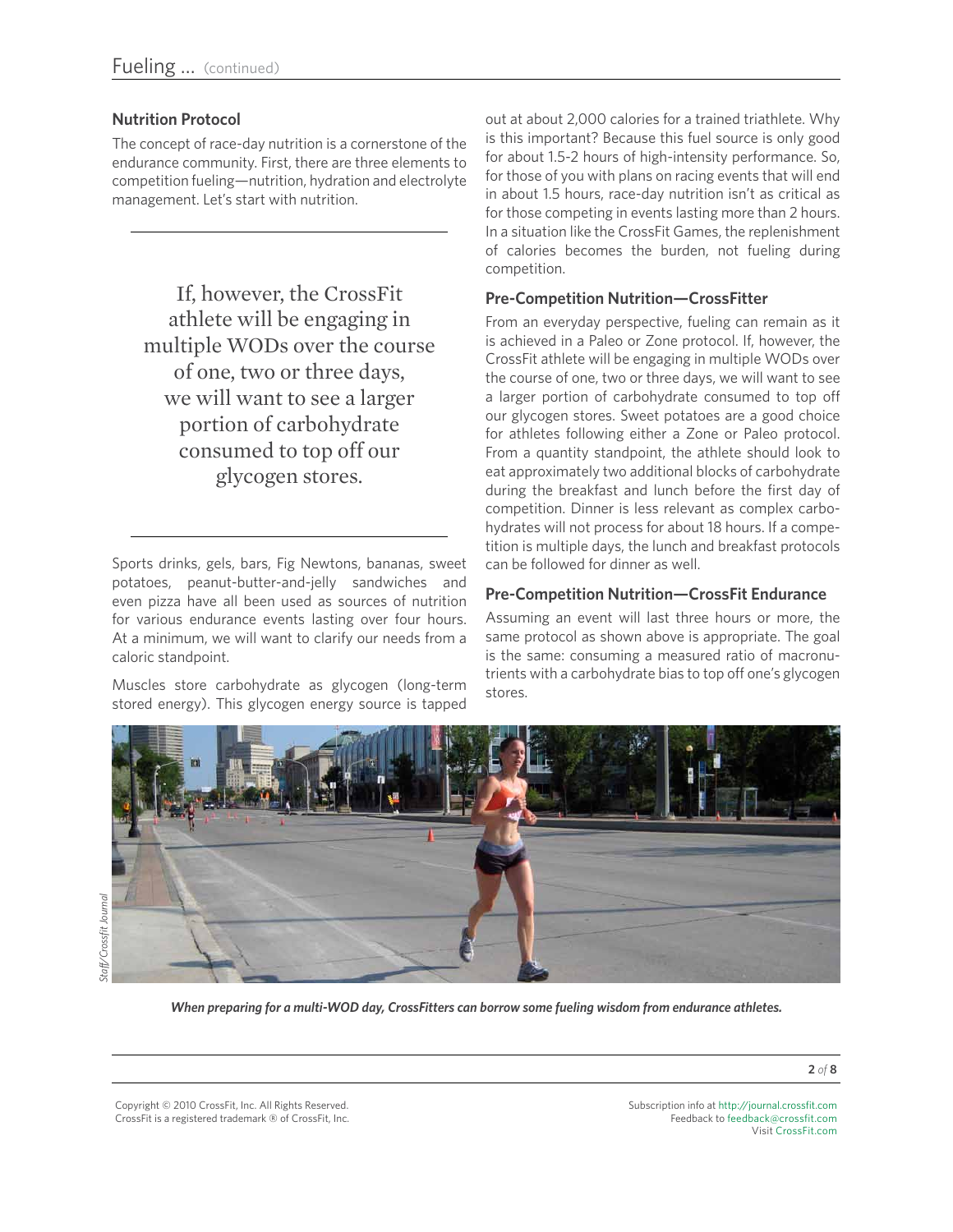### Nutrition Protocol

The concept of race-day nutrition is a cornerstone of the endurance community. First, there are three elements to competition fueling—nutrition, hydration and electrolyte management. Let's start with nutrition.

> If, however, the CrossFit athlete will be engaging in multiple WODs over the course of one, two or three days, we will want to see a larger portion of carbohydrate consumed to top off our glycogen stores.

Sports drinks, gels, bars, Fig Newtons, bananas, sweet potatoes, peanut-butter-and-jelly sandwiches and even pizza have all been used as sources of nutrition for various endurance events lasting over four hours. At a minimum, we will want to clarify our needs from a caloric standpoint.

Muscles store carbohydrate as glycogen (long-term stored energy). This glycogen energy source is tapped out at about 2,000 calories for a trained triathlete. Why is this important? Because this fuel source is only good for about 1.5-2 hours of high-intensity performance. So, for those of you with plans on racing events that will end in about 1.5 hours, race-day nutrition isn't as critical as for those competing in events lasting more than 2 hours. In a situation like the CrossFit Games, the replenishment of calories becomes the burden, not fueling during competition.

### Pre-Competition Nutrition—CrossFitter

From an everyday perspective, fueling can remain as it is achieved in a Paleo or Zone protocol. If, however, the CrossFit athlete will be engaging in multiple WODs over the course of one, two or three days, we will want to see a larger portion of carbohydrate consumed to top off our glycogen stores. Sweet potatoes are a good choice for athletes following either a Zone or Paleo protocol. From a quantity standpoint, the athlete should look to eat approximately two additional blocks of carbohydrate during the breakfast and lunch before the first day of competition. Dinner is less relevant as complex carbohydrates will not process for about 18 hours. If a competition is multiple days, the lunch and breakfast protocols can be followed for dinner as well.

### Pre-Competition Nutrition—CrossFit Endurance

Assuming an event will last three hours or more, the same protocol as shown above is appropriate. The goal is the same: consuming a measured ratio of macronutrients with a carbohydrate bias to top off one's glycogen stores.

*Staff/Crossfit Journal*

***When preparing for a multi-WOD day, CrossFitters can borrow some fueling wisdom from endurance athletes.***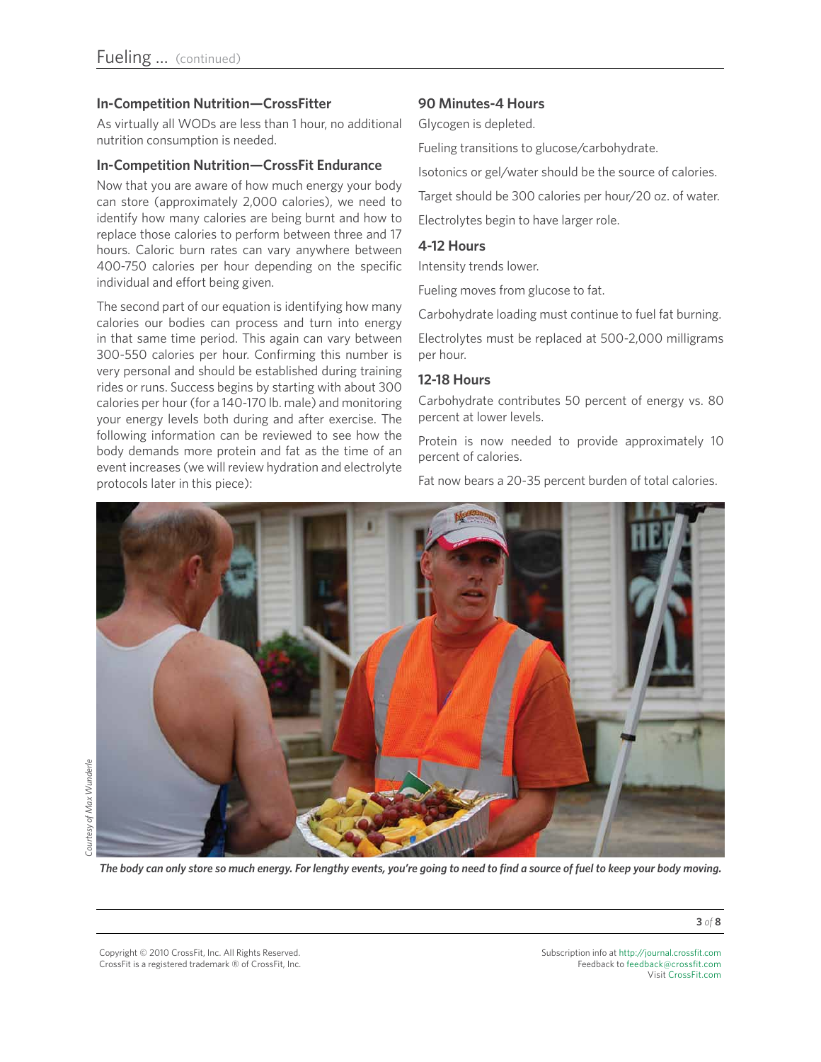### In-Competition Nutrition—CrossFitter

As virtually all WODs are less than 1 hour, no additional nutrition consumption is needed.

### In-Competition Nutrition—CrossFit Endurance

Now that you are aware of how much energy your body can store (approximately 2,000 calories), we need to identify how many calories are being burnt and how to replace those calories to perform between three and 17 hours. Caloric burn rates can vary anywhere between 400-750 calories per hour depending on the specific individual and effort being given.

The second part of our equation is identifying how many calories our bodies can process and turn into energy in that same time period. This again can vary between 300-550 calories per hour. Confirming this number is very personal and should be established during training rides or runs. Success begins by starting with about 300 calories per hour (for a 140-170 lb. male) and monitoring your energy levels both during and after exercise. The following information can be reviewed to see how the body demands more protein and fat as the time of an event increases (we will review hydration and electrolyte protocols later in this piece):

### 90 Minutes-4 Hours

Glycogen is depleted.

Fueling transitions to glucose/carbohydrate.

Isotonics or gel/water should be the source of calories.

Target should be 300 calories per hour/20 oz. of water.

Electrolytes begin to have larger role.

### 4-12 Hours

Intensity trends lower.

Fueling moves from glucose to fat.

Carbohydrate loading must continue to fuel fat burning.

Electrolytes must be replaced at 500-2,000 milligrams per hour.

### 12-18 Hours

Carbohydrate contributes 50 percent of energy vs. 80 percent at lower levels.

Protein is now needed to provide approximately 10 percent of calories.

Fat now bears a 20-35 percent burden of total calories.

*Courtesy of Max Wunderle*

***The body can only store so much energy. For lengthy events, you're going to need to find a source of fuel to keep your body moving.***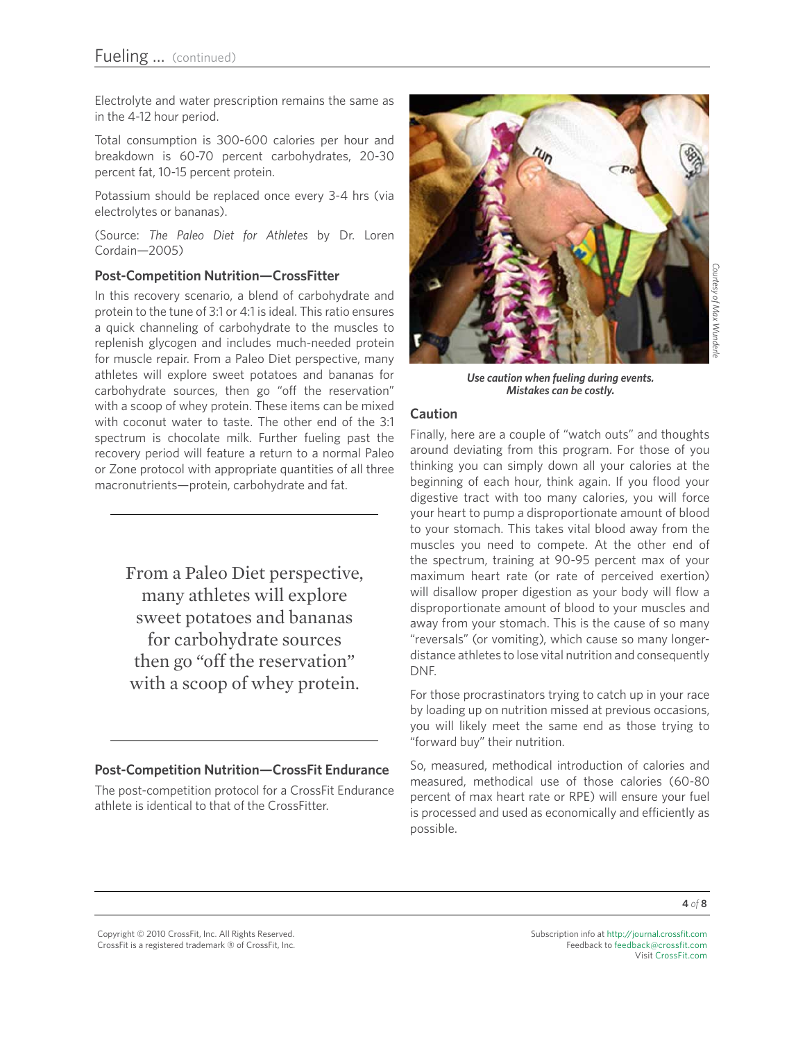Electrolyte and water prescription remains the same as in the 4-12 hour period.

Total consumption is 300-600 calories per hour and breakdown is 60-70 percent carbohydrates, 20-30 percent fat, 10-15 percent protein.

Potassium should be replaced once every 3-4 hrs (via electrolytes or bananas).

(Source: *The Paleo Diet for Athletes* by Dr. Loren Cordain—2005)

### Post-Competition Nutrition—CrossFitter

In this recovery scenario, a blend of carbohydrate and protein to the tune of 3:1 or 4:1 is ideal. This ratio ensures a quick channeling of carbohydrate to the muscles to replenish glycogen and includes much-needed protein for muscle repair. From a Paleo Diet perspective, many athletes will explore sweet potatoes and bananas for carbohydrate sources, then go "off the reservation" with a scoop of whey protein. These items can be mixed with coconut water to taste. The other end of the 3:1 spectrum is chocolate milk. Further fueling past the recovery period will feature a return to a normal Paleo or Zone protocol with appropriate quantities of all three macronutrients—protein, carbohydrate and fat.

> From a Paleo Diet perspective, many athletes will explore sweet potatoes and bananas for carbohydrate sources then go "off the reservation" with a scoop of whey protein.

### Post-Competition Nutrition—CrossFit Endurance

The post-competition protocol for a CrossFit Endurance athlete is identical to that of the CrossFitter.

Courtesy of Max Wunderle

***Use caution when fueling during events. Mistakes can be costly.***

### Caution

Finally, here are a couple of "watch outs" and thoughts around deviating from this program. For those of you thinking you can simply down all your calories at the beginning of each hour, think again. If you flood your digestive tract with too many calories, you will force your heart to pump a disproportionate amount of blood to your stomach. This takes vital blood away from the muscles you need to compete. At the other end of the spectrum, training at 90-95 percent max of your maximum heart rate (or rate of perceived exertion) will disallow proper digestion as your body will flow a disproportionate amount of blood to your muscles and away from your stomach. This is the cause of so many "reversals" (or vomiting), which cause so many longer-distance athletes to lose vital nutrition and consequently DNF.

For those procrastinators trying to catch up in your race by loading up on nutrition missed at previous occasions, you will likely meet the same end as those trying to "forward buy" their nutrition.

So, measured, methodical introduction of calories and measured, methodical use of those calories (60-80 percent of max heart rate or RPE) will ensure your fuel is processed and used as economically and efficiently as possible.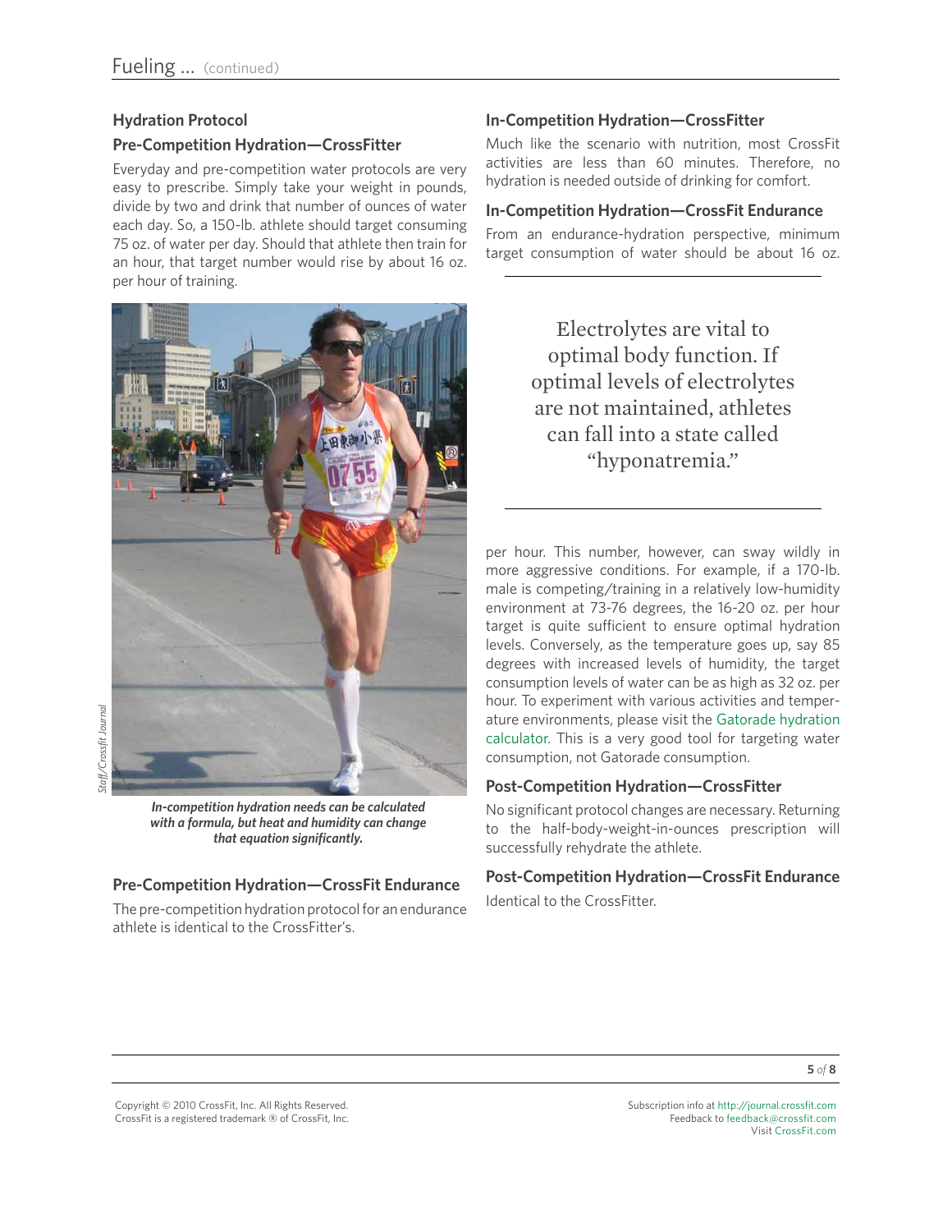## Hydration Protocol

### Pre-Competition Hydration—CrossFitter

Everyday and pre-competition water protocols are very easy to prescribe. Simply take your weight in pounds, divide by two and drink that number of ounces of water each day. So, a 150-lb. athlete should target consuming 75 oz. of water per day. Should that athlete then train for an hour, that target number would rise by about 16 oz. per hour of training.

*Staff/Crossfit Journal*

***In-competition hydration needs can be calculated with a formula, but heat and humidity can change that equation significantly.***

### Pre-Competition Hydration—CrossFit Endurance

The pre-competition hydration protocol for an endurance athlete is identical to the CrossFitter's.

### In-Competition Hydration—CrossFitter

Much like the scenario with nutrition, most CrossFit activities are less than 60 minutes. Therefore, no hydration is needed outside of drinking for comfort.

### In-Competition Hydration—CrossFit Endurance

From an endurance-hydration perspective, minimum target consumption of water should be about 16 oz. per hour. This number, however, can sway wildly in more aggressive conditions. For example, if a 170-lb. male is competing/training in a relatively low-humidity environment at 73-76 degrees, the 16-20 oz. per hour target is quite sufficient to ensure optimal hydration levels. Conversely, as the temperature goes up, say 85 degrees with increased levels of humidity, the target consumption levels of water can be as high as 32 oz. per hour. To experiment with various activities and temperature environments, please visit the Gatorade hydration calculator. This is a very good tool for targeting water consumption, not Gatorade consumption.

> Electrolytes are vital to optimal body function. If optimal levels of electrolytes are not maintained, athletes can fall into a state called "hyponatremia."

### Post-Competition Hydration—CrossFitter

No significant protocol changes are necessary. Returning to the half-body-weight-in-ounces prescription will successfully rehydrate the athlete.

### Post-Competition Hydration—CrossFit Endurance

Identical to the CrossFitter.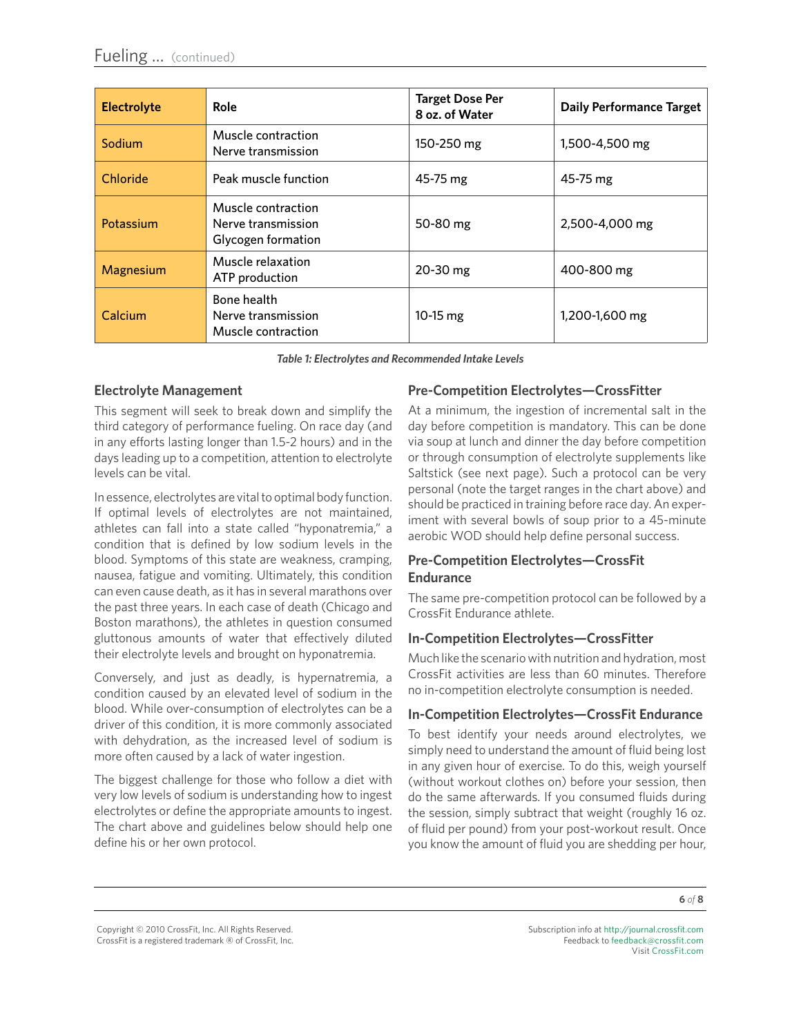| Electrolyte | Role | Target Dose Per 8 oz. of Water | Daily Performance Target |
|---|---|---|---|
| Sodium | Muscle contraction<br>Nerve transmission | 150-250 mg | 1,500-4,500 mg |
| Chloride | Peak muscle function | 45-75 mg | 45-75 mg |
| Potassium | Muscle contraction<br>Nerve transmission<br>Glycogen formation | 50-80 mg | 2,500-4,000 mg |
| Magnesium | Muscle relaxation<br>ATP production | 20-30 mg | 400-800 mg |
| Calcium | Bone health<br>Nerve transmission<br>Muscle contraction | 10-15 mg | 1,200-1,600 mg |

*Table 1: Electrolytes and Recommended Intake Levels*

### Electrolyte Management

This segment will seek to break down and simplify the third category of performance fueling. On race day (and in any efforts lasting longer than 1.5-2 hours) and in the days leading up to a competition, attention to electrolyte levels can be vital.

In essence, electrolytes are vital to optimal body function. If optimal levels of electrolytes are not maintained, athletes can fall into a state called "hyponatremia," a condition that is defined by low sodium levels in the blood. Symptoms of this state are weakness, cramping, nausea, fatigue and vomiting. Ultimately, this condition can even cause death, as it has in several marathons over the past three years. In each case of death (Chicago and Boston marathons), the athletes in question consumed gluttonous amounts of water that effectively diluted their electrolyte levels and brought on hyponatremia.

Conversely, and just as deadly, is hypernatremia, a condition caused by an elevated level of sodium in the blood. While over-consumption of electrolytes can be a driver of this condition, it is more commonly associated with dehydration, as the increased level of sodium is more often caused by a lack of water ingestion.

The biggest challenge for those who follow a diet with very low levels of sodium is understanding how to ingest electrolytes or define the appropriate amounts to ingest. The chart above and guidelines below should help one define his or her own protocol.

### Pre-Competition Electrolytes—CrossFitter

At a minimum, the ingestion of incremental salt in the day before competition is mandatory. This can be done via soup at lunch and dinner the day before competition or through consumption of electrolyte supplements like Saltstick (see next page). Such a protocol can be very personal (note the target ranges in the chart above) and should be practiced in training before race day. An experiment with several bowls of soup prior to a 45-minute aerobic WOD should help define personal success.

### Pre-Competition Electrolytes—CrossFit Endurance

The same pre-competition protocol can be followed by a CrossFit Endurance athlete.

### In-Competition Electrolytes—CrossFitter

Much like the scenario with nutrition and hydration, most CrossFit activities are less than 60 minutes. Therefore no in-competition electrolyte consumption is needed.

### In-Competition Electrolytes—CrossFit Endurance

To best identify your needs around electrolytes, we simply need to understand the amount of fluid being lost in any given hour of exercise. To do this, weigh yourself (without workout clothes on) before your session, then do the same afterwards. If you consumed fluids during the session, simply subtract that weight (roughly 16 oz. of fluid per pound) from your post-workout result. Once you know the amount of fluid you are shedding per hour,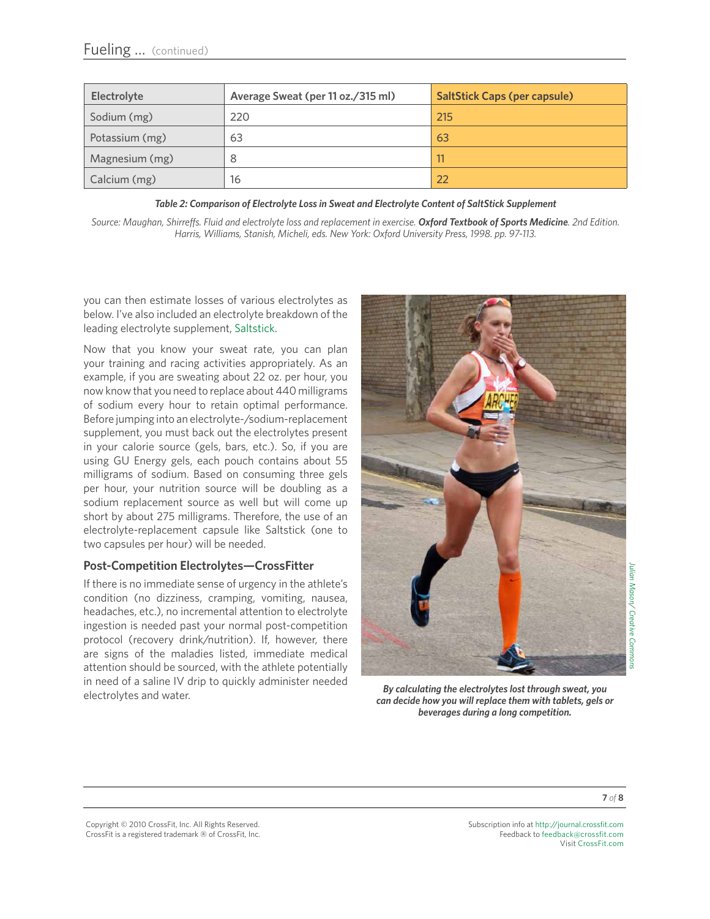| Electrolyte | Average Sweat (per 11 oz./315 ml) | SaltStick Caps (per capsule) |
|---|---|---|
| Sodium (mg) | 220 | 215 |
| Potassium (mg) | 63 | 63 |
| Magnesium (mg) | 8 | 11 |
| Calcium (mg) | 16 | 22 |

***Table 2: Comparison of Electrolyte Loss in Sweat and Electrolyte Content of SaltStick Supplement***

*Source: Maughan, Shirreffs. Fluid and electrolyte loss and replacement in exercise.* ***Oxford Textbook of Sports Medicine****. 2nd Edition. Harris, Williams, Stanish, Micheli, eds. New York: Oxford University Press, 1998. pp. 97-113.*

you can then estimate losses of various electrolytes as below. I've also included an electrolyte breakdown of the leading electrolyte supplement, Saltstick.

Now that you know your sweat rate, you can plan your training and racing activities appropriately. As an example, if you are sweating about 22 oz. per hour, you now know that you need to replace about 440 milligrams of sodium every hour to retain optimal performance. Before jumping into an electrolyte-/sodium-replacement supplement, you must back out the electrolytes present in your calorie source (gels, bars, etc.). So, if you are using GU Energy gels, each pouch contains about 55 milligrams of sodium. Based on consuming three gels per hour, your nutrition source will be doubling as a sodium replacement source as well but will come up short by about 275 milligrams. Therefore, the use of an electrolyte-replacement capsule like Saltstick (one to two capsules per hour) will be needed.

### Post-Competition Electrolytes—CrossFitter

If there is no immediate sense of urgency in the athlete's condition (no dizziness, cramping, vomiting, nausea, headaches, etc.), no incremental attention to electrolyte ingestion is needed past your normal post-competition protocol (recovery drink/nutrition). If, however, there are signs of the maladies listed, immediate medical attention should be sourced, with the athlete potentially in need of a saline IV drip to quickly administer needed electrolytes and water.

*Julian Mason/ Creative Commons*

***By calculating the electrolytes lost through sweat, you can decide how you will replace them with tablets, gels or beverages during a long competition.***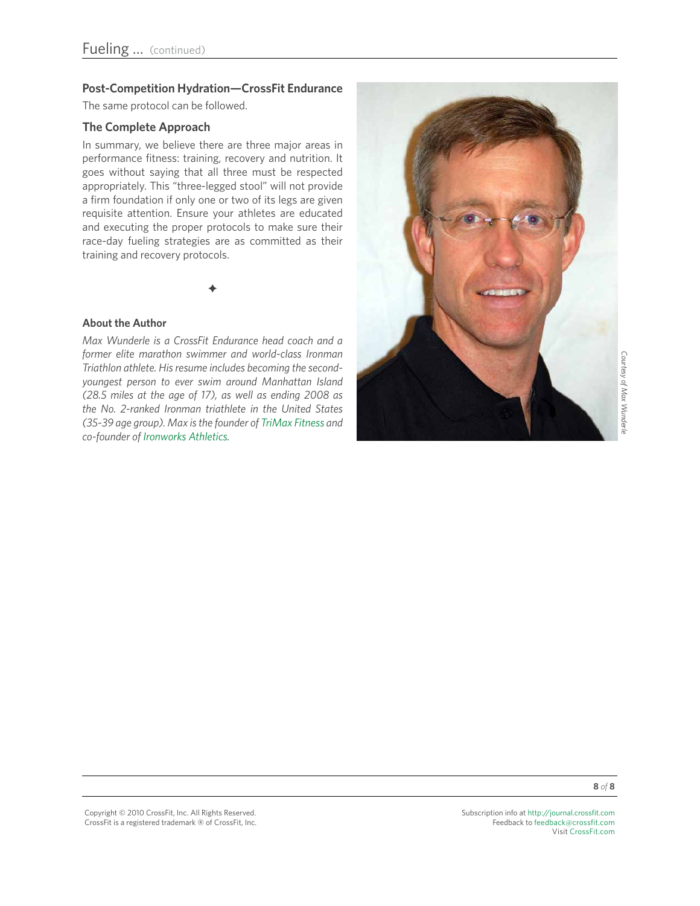### Post-Competition Hydration—CrossFit Endurance

The same protocol can be followed.

### The Complete Approach

In summary, we believe there are three major areas in performance fitness: training, recovery and nutrition. It goes without saying that all three must be respected appropriately. This "three-legged stool" will not provide a firm foundation if only one or two of its legs are given requisite attention. Ensure your athletes are educated and executing the proper protocols to make sure their race-day fueling strategies are as committed as their training and recovery protocols.

✦

### About the Author

*Max Wunderle is a CrossFit Endurance head coach and a former elite marathon swimmer and world-class Ironman Triathlon athlete. His resume includes becoming the second-youngest person to ever swim around Manhattan Island (28.5 miles at the age of 17), as well as ending 2008 as the No. 2-ranked Ironman triathlete in the United States (35-39 age group). Max is the founder of TriMax Fitness and co-founder of Ironworks Athletics.*

*Courtesy of Max Wunderle*